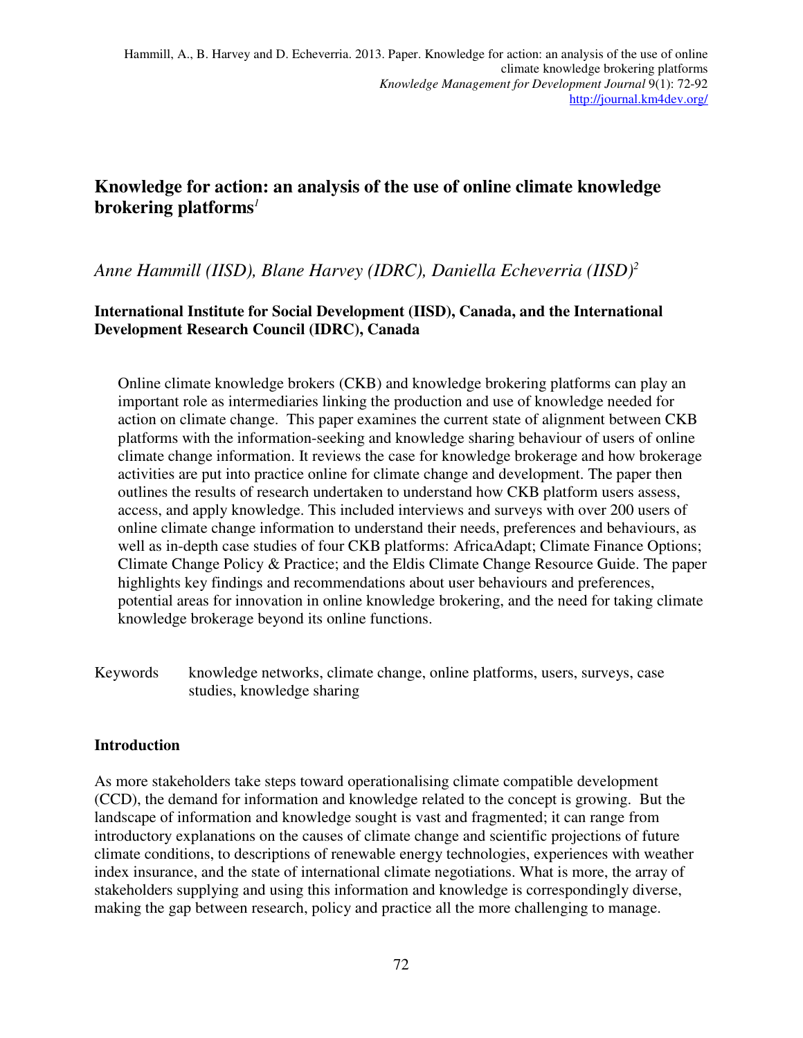Hammill, A., B. Harvey and D. Echeverria. 2013. Paper. Knowledge for action: an analysis of the use of online climate knowledge brokering platforms
*Knowledge Management for Development Journal* 9(1): 72-92
http://journal.km4dev.org/

# Knowledge for action: an analysis of the use of online climate knowledge brokering platforms[1]

*Anne Hammill (IISD), Blane Harvey (IDRC), Daniella Echeverria (IISD)*[2]

**International Institute for Social Development (IISD), Canada, and the International Development Research Council (IDRC), Canada**

> Online climate knowledge brokers (CKB) and knowledge brokering platforms can play an important role as intermediaries linking the production and use of knowledge needed for action on climate change. This paper examines the current state of alignment between CKB platforms with the information-seeking and knowledge sharing behaviour of users of online climate change information. It reviews the case for knowledge brokerage and how brokerage activities are put into practice online for climate change and development. The paper then outlines the results of research undertaken to understand how CKB platform users assess, access, and apply knowledge. This included interviews and surveys with over 200 users of online climate change information to understand their needs, preferences and behaviours, as well as in-depth case studies of four CKB platforms: AfricaAdapt; Climate Finance Options; Climate Change Policy & Practice; and the Eldis Climate Change Resource Guide. The paper highlights key findings and recommendations about user behaviours and preferences, potential areas for innovation in online knowledge brokering, and the need for taking climate knowledge brokerage beyond its online functions.

Keywords knowledge networks, climate change, online platforms, users, surveys, case studies, knowledge sharing

## Introduction

As more stakeholders take steps toward operationalising climate compatible development (CCD), the demand for information and knowledge related to the concept is growing. But the landscape of information and knowledge sought is vast and fragmented; it can range from introductory explanations on the causes of climate change and scientific projections of future climate conditions, to descriptions of renewable energy technologies, experiences with weather index insurance, and the state of international climate negotiations. What is more, the array of stakeholders supplying and using this information and knowledge is correspondingly diverse, making the gap between research, policy and practice all the more challenging to manage.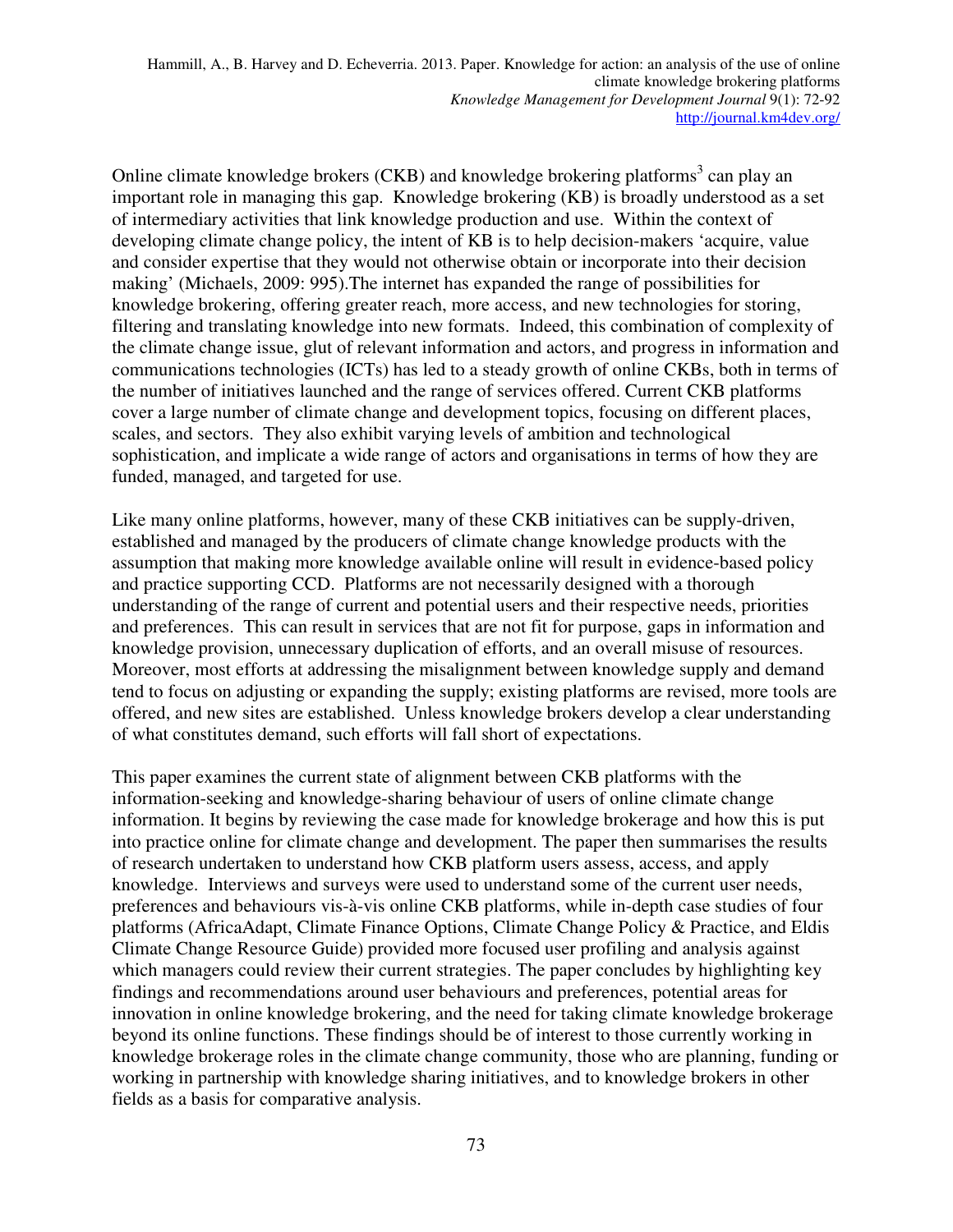Online climate knowledge brokers (CKB) and knowledge brokering platforms[3] can play an important role in managing this gap. Knowledge brokering (KB) is broadly understood as a set of intermediary activities that link knowledge production and use. Within the context of developing climate change policy, the intent of KB is to help decision-makers 'acquire, value and consider expertise that they would not otherwise obtain or incorporate into their decision making' (Michaels, 2009: 995).The internet has expanded the range of possibilities for knowledge brokering, offering greater reach, more access, and new technologies for storing, filtering and translating knowledge into new formats. Indeed, this combination of complexity of the climate change issue, glut of relevant information and actors, and progress in information and communications technologies (ICTs) has led to a steady growth of online CKBs, both in terms of the number of initiatives launched and the range of services offered. Current CKB platforms cover a large number of climate change and development topics, focusing on different places, scales, and sectors. They also exhibit varying levels of ambition and technological sophistication, and implicate a wide range of actors and organisations in terms of how they are funded, managed, and targeted for use.

Like many online platforms, however, many of these CKB initiatives can be supply-driven, established and managed by the producers of climate change knowledge products with the assumption that making more knowledge available online will result in evidence-based policy and practice supporting CCD. Platforms are not necessarily designed with a thorough understanding of the range of current and potential users and their respective needs, priorities and preferences. This can result in services that are not fit for purpose, gaps in information and knowledge provision, unnecessary duplication of efforts, and an overall misuse of resources. Moreover, most efforts at addressing the misalignment between knowledge supply and demand tend to focus on adjusting or expanding the supply; existing platforms are revised, more tools are offered, and new sites are established. Unless knowledge brokers develop a clear understanding of what constitutes demand, such efforts will fall short of expectations.

This paper examines the current state of alignment between CKB platforms with the information-seeking and knowledge-sharing behaviour of users of online climate change information. It begins by reviewing the case made for knowledge brokerage and how this is put into practice online for climate change and development. The paper then summarises the results of research undertaken to understand how CKB platform users assess, access, and apply knowledge. Interviews and surveys were used to understand some of the current user needs, preferences and behaviours vis-à-vis online CKB platforms, while in-depth case studies of four platforms (AfricaAdapt, Climate Finance Options, Climate Change Policy & Practice, and Eldis Climate Change Resource Guide) provided more focused user profiling and analysis against which managers could review their current strategies. The paper concludes by highlighting key findings and recommendations around user behaviours and preferences, potential areas for innovation in online knowledge brokering, and the need for taking climate knowledge brokerage beyond its online functions. These findings should be of interest to those currently working in knowledge brokerage roles in the climate change community, those who are planning, funding or working in partnership with knowledge sharing initiatives, and to knowledge brokers in other fields as a basis for comparative analysis.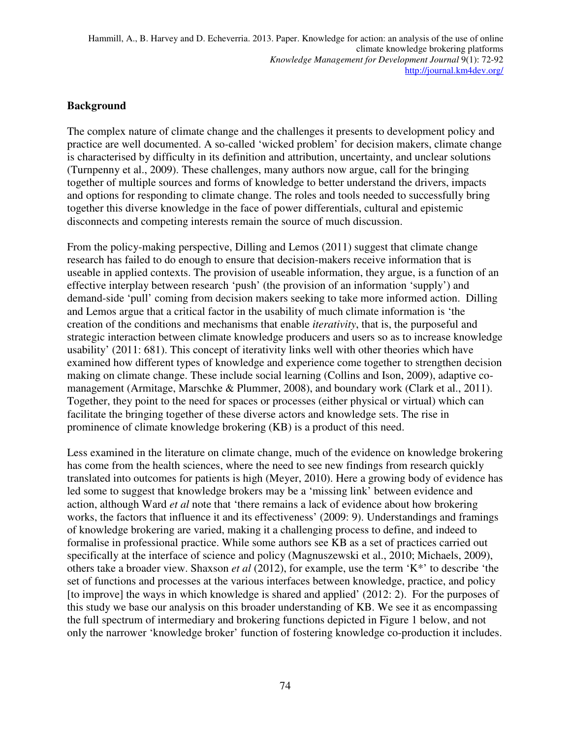## Background

The complex nature of climate change and the challenges it presents to development policy and practice are well documented. A so-called 'wicked problem' for decision makers, climate change is characterised by difficulty in its definition and attribution, uncertainty, and unclear solutions (Turnpenny et al., 2009). These challenges, many authors now argue, call for the bringing together of multiple sources and forms of knowledge to better understand the drivers, impacts and options for responding to climate change. The roles and tools needed to successfully bring together this diverse knowledge in the face of power differentials, cultural and epistemic disconnects and competing interests remain the source of much discussion.

From the policy-making perspective, Dilling and Lemos (2011) suggest that climate change research has failed to do enough to ensure that decision-makers receive information that is useable in applied contexts. The provision of useable information, they argue, is a function of an effective interplay between research 'push' (the provision of an information 'supply') and demand-side 'pull' coming from decision makers seeking to take more informed action. Dilling and Lemos argue that a critical factor in the usability of much climate information is 'the creation of the conditions and mechanisms that enable *iterativity*, that is, the purposeful and strategic interaction between climate knowledge producers and users so as to increase knowledge usability' (2011: 681). This concept of iterativity links well with other theories which have examined how different types of knowledge and experience come together to strengthen decision making on climate change. These include social learning (Collins and Ison, 2009), adaptive co-management (Armitage, Marschke & Plummer, 2008), and boundary work (Clark et al., 2011). Together, they point to the need for spaces or processes (either physical or virtual) which can facilitate the bringing together of these diverse actors and knowledge sets. The rise in prominence of climate knowledge brokering (KB) is a product of this need.

Less examined in the literature on climate change, much of the evidence on knowledge brokering has come from the health sciences, where the need to see new findings from research quickly translated into outcomes for patients is high (Meyer, 2010). Here a growing body of evidence has led some to suggest that knowledge brokers may be a 'missing link' between evidence and action, although Ward *et al* note that 'there remains a lack of evidence about how brokering works, the factors that influence it and its effectiveness' (2009: 9). Understandings and framings of knowledge brokering are varied, making it a challenging process to define, and indeed to formalise in professional practice. While some authors see KB as a set of practices carried out specifically at the interface of science and policy (Magnuszewski et al., 2010; Michaels, 2009), others take a broader view. Shaxson *et al* (2012), for example, use the term 'K*' to describe 'the set of functions and processes at the various interfaces between knowledge, practice, and policy [to improve] the ways in which knowledge is shared and applied' (2012: 2). For the purposes of this study we base our analysis on this broader understanding of KB. We see it as encompassing the full spectrum of intermediary and brokering functions depicted in Figure 1 below, and not only the narrower 'knowledge broker' function of fostering knowledge co-production it includes.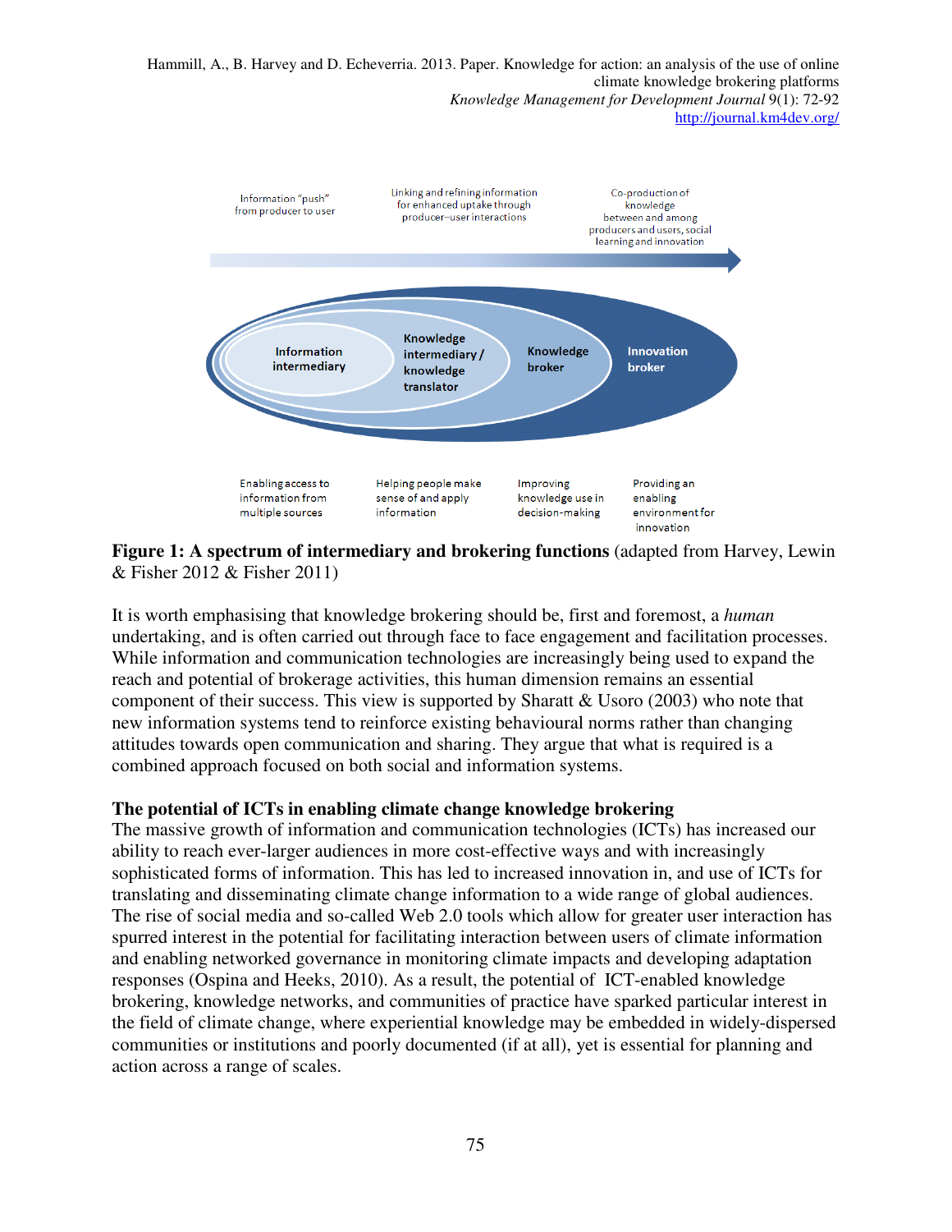Information "push" from producer to user

Linking and refining information for enhanced uptake through producer–user interactions

Co-production of knowledge between and among producers and users, social learning and innovation

Information intermediary

Knowledge intermediary / knowledge translator

Knowledge broker

Innovation broker

Enabling access to information from multiple sources

Helping people make sense of and apply information

Improving knowledge use in decision-making

Providing an enabling environment for innovation

**Figure 1: A spectrum of intermediary and brokering functions** (adapted from Harvey, Lewin & Fisher 2012 & Fisher 2011)

It is worth emphasising that knowledge brokering should be, first and foremost, a *human* undertaking, and is often carried out through face to face engagement and facilitation processes. While information and communication technologies are increasingly being used to expand the reach and potential of brokerage activities, this human dimension remains an essential component of their success. This view is supported by Sharatt & Usoro (2003) who note that new information systems tend to reinforce existing behavioural norms rather than changing attitudes towards open communication and sharing. They argue that what is required is a combined approach focused on both social and information systems.

## The potential of ICTs in enabling climate change knowledge brokering

The massive growth of information and communication technologies (ICTs) has increased our ability to reach ever-larger audiences in more cost-effective ways and with increasingly sophisticated forms of information. This has led to increased innovation in, and use of ICTs for translating and disseminating climate change information to a wide range of global audiences. The rise of social media and so-called Web 2.0 tools which allow for greater user interaction has spurred interest in the potential for facilitating interaction between users of climate information and enabling networked governance in monitoring climate impacts and developing adaptation responses (Ospina and Heeks, 2010). As a result, the potential of ICT-enabled knowledge brokering, knowledge networks, and communities of practice have sparked particular interest in the field of climate change, where experiential knowledge may be embedded in widely-dispersed communities or institutions and poorly documented (if at all), yet is essential for planning and action across a range of scales.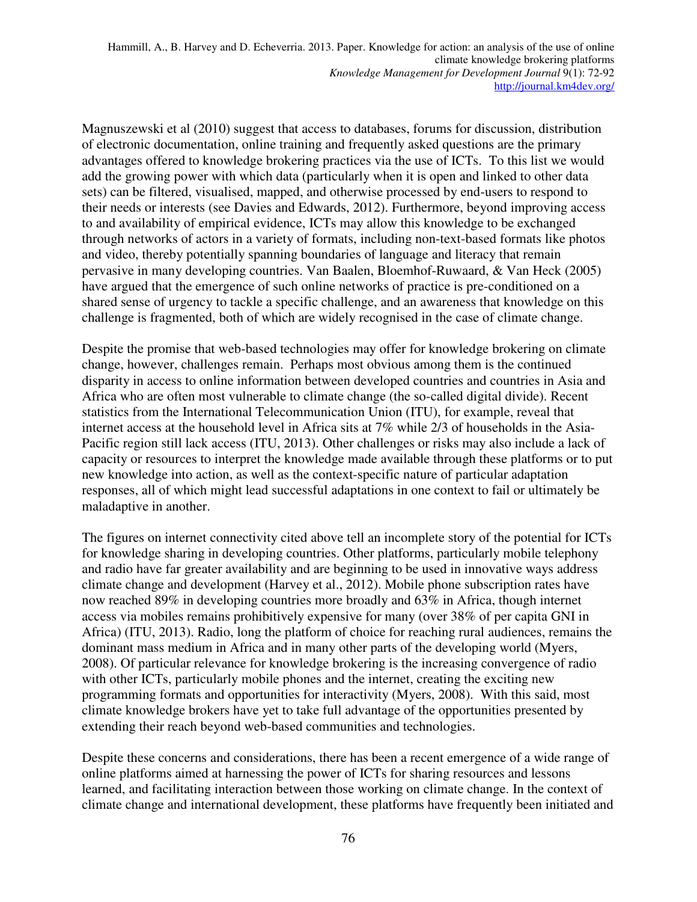Magnuszewski et al (2010) suggest that access to databases, forums for discussion, distribution of electronic documentation, online training and frequently asked questions are the primary advantages offered to knowledge brokering practices via the use of ICTs. To this list we would add the growing power with which data (particularly when it is open and linked to other data sets) can be filtered, visualised, mapped, and otherwise processed by end-users to respond to their needs or interests (see Davies and Edwards, 2012). Furthermore, beyond improving access to and availability of empirical evidence, ICTs may allow this knowledge to be exchanged through networks of actors in a variety of formats, including non-text-based formats like photos and video, thereby potentially spanning boundaries of language and literacy that remain pervasive in many developing countries. Van Baalen, Bloemhof-Ruwaard, & Van Heck (2005) have argued that the emergence of such online networks of practice is pre-conditioned on a shared sense of urgency to tackle a specific challenge, and an awareness that knowledge on this challenge is fragmented, both of which are widely recognised in the case of climate change.

Despite the promise that web-based technologies may offer for knowledge brokering on climate change, however, challenges remain. Perhaps most obvious among them is the continued disparity in access to online information between developed countries and countries in Asia and Africa who are often most vulnerable to climate change (the so-called digital divide). Recent statistics from the International Telecommunication Union (ITU), for example, reveal that internet access at the household level in Africa sits at 7% while 2/3 of households in the Asia-Pacific region still lack access (ITU, 2013). Other challenges or risks may also include a lack of capacity or resources to interpret the knowledge made available through these platforms or to put new knowledge into action, as well as the context-specific nature of particular adaptation responses, all of which might lead successful adaptations in one context to fail or ultimately be maladaptive in another.

The figures on internet connectivity cited above tell an incomplete story of the potential for ICTs for knowledge sharing in developing countries. Other platforms, particularly mobile telephony and radio have far greater availability and are beginning to be used in innovative ways address climate change and development (Harvey et al., 2012). Mobile phone subscription rates have now reached 89% in developing countries more broadly and 63% in Africa, though internet access via mobiles remains prohibitively expensive for many (over 38% of per capita GNI in Africa) (ITU, 2013). Radio, long the platform of choice for reaching rural audiences, remains the dominant mass medium in Africa and in many other parts of the developing world (Myers, 2008). Of particular relevance for knowledge brokering is the increasing convergence of radio with other ICTs, particularly mobile phones and the internet, creating the exciting new programming formats and opportunities for interactivity (Myers, 2008). With this said, most climate knowledge brokers have yet to take full advantage of the opportunities presented by extending their reach beyond web-based communities and technologies.

Despite these concerns and considerations, there has been a recent emergence of a wide range of online platforms aimed at harnessing the power of ICTs for sharing resources and lessons learned, and facilitating interaction between those working on climate change. In the context of climate change and international development, these platforms have frequently been initiated and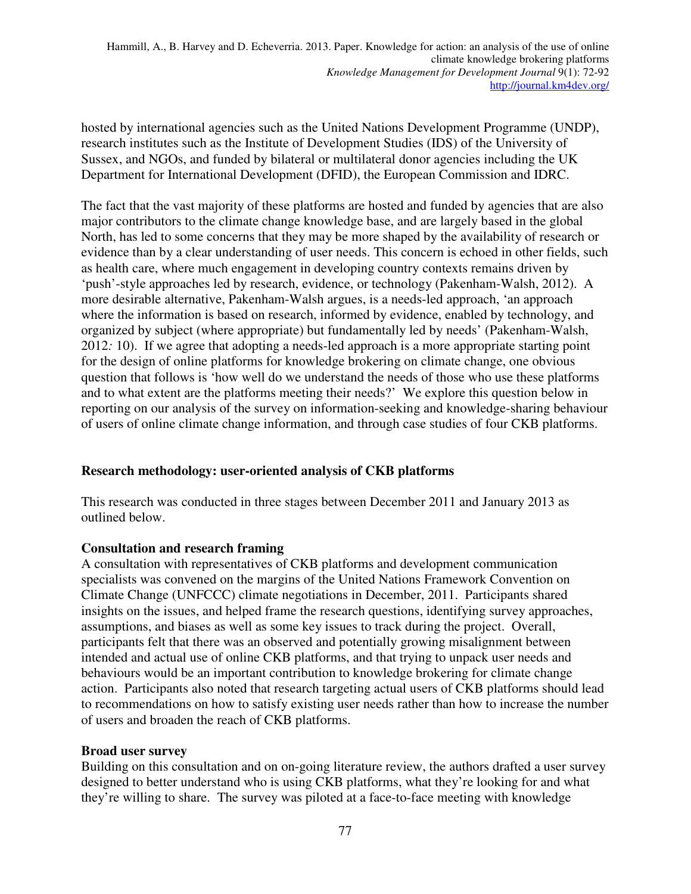hosted by international agencies such as the United Nations Development Programme (UNDP), research institutes such as the Institute of Development Studies (IDS) of the University of Sussex, and NGOs, and funded by bilateral or multilateral donor agencies including the UK Department for International Development (DFID), the European Commission and IDRC.

The fact that the vast majority of these platforms are hosted and funded by agencies that are also major contributors to the climate change knowledge base, and are largely based in the global North, has led to some concerns that they may be more shaped by the availability of research or evidence than by a clear understanding of user needs. This concern is echoed in other fields, such as health care, where much engagement in developing country contexts remains driven by 'push'-style approaches led by research, evidence, or technology (Pakenham-Walsh, 2012). A more desirable alternative, Pakenham-Walsh argues, is a needs-led approach, 'an approach where the information is based on research, informed by evidence, enabled by technology, and organized by subject (where appropriate) but fundamentally led by needs' (Pakenham-Walsh, 2012*:* 10). If we agree that adopting a needs-led approach is a more appropriate starting point for the design of online platforms for knowledge brokering on climate change, one obvious question that follows is 'how well do we understand the needs of those who use these platforms and to what extent are the platforms meeting their needs?' We explore this question below in reporting on our analysis of the survey on information-seeking and knowledge-sharing behaviour of users of online climate change information, and through case studies of four CKB platforms.

## Research methodology: user-oriented analysis of CKB platforms

This research was conducted in three stages between December 2011 and January 2013 as outlined below.

### Consultation and research framing

A consultation with representatives of CKB platforms and development communication specialists was convened on the margins of the United Nations Framework Convention on Climate Change (UNFCCC) climate negotiations in December, 2011. Participants shared insights on the issues, and helped frame the research questions, identifying survey approaches, assumptions, and biases as well as some key issues to track during the project. Overall, participants felt that there was an observed and potentially growing misalignment between intended and actual use of online CKB platforms, and that trying to unpack user needs and behaviours would be an important contribution to knowledge brokering for climate change action. Participants also noted that research targeting actual users of CKB platforms should lead to recommendations on how to satisfy existing user needs rather than how to increase the number of users and broaden the reach of CKB platforms.

### Broad user survey

Building on this consultation and on on-going literature review, the authors drafted a user survey designed to better understand who is using CKB platforms, what they're looking for and what they're willing to share. The survey was piloted at a face-to-face meeting with knowledge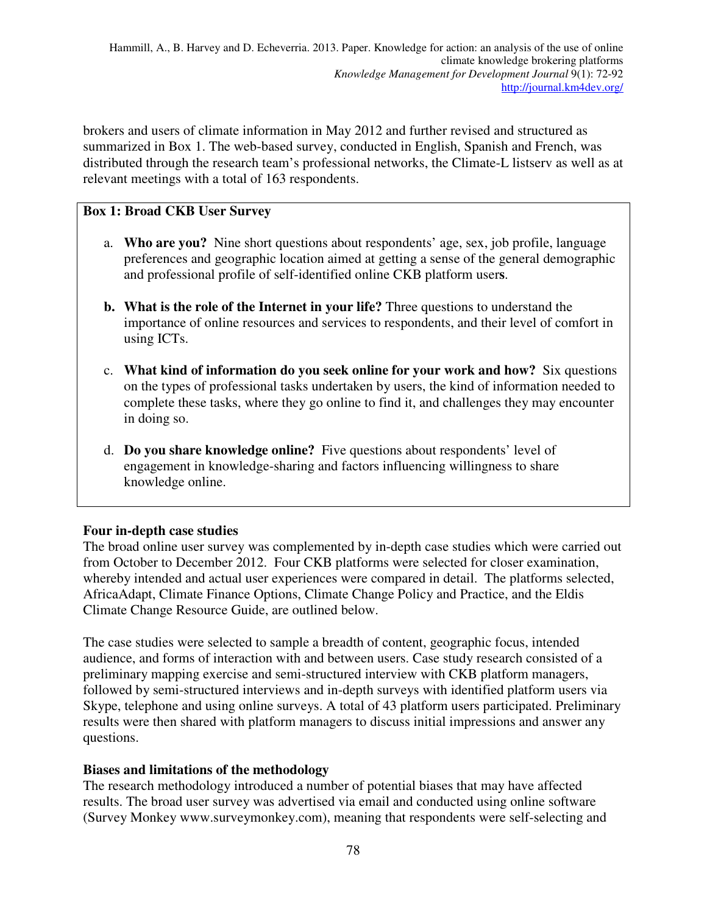brokers and users of climate information in May 2012 and further revised and structured as summarized in Box 1. The web-based survey, conducted in English, Spanish and French, was distributed through the research team's professional networks, the Climate-L listserv as well as at relevant meetings with a total of 163 respondents.

**Box 1: Broad CKB User Survey**

a. **Who are you?** Nine short questions about respondents' age, sex, job profile, language preferences and geographic location aimed at getting a sense of the general demographic and professional profile of self-identified online CKB platform users.

b. **What is the role of the Internet in your life?** Three questions to understand the importance of online resources and services to respondents, and their level of comfort in using ICTs.

c. **What kind of information do you seek online for your work and how?** Six questions on the types of professional tasks undertaken by users, the kind of information needed to complete these tasks, where they go online to find it, and challenges they may encounter in doing so.

d. **Do you share knowledge online?** Five questions about respondents' level of engagement in knowledge-sharing and factors influencing willingness to share knowledge online.

**Four in-depth case studies**

The broad online user survey was complemented by in-depth case studies which were carried out from October to December 2012. Four CKB platforms were selected for closer examination, whereby intended and actual user experiences were compared in detail. The platforms selected, AfricaAdapt, Climate Finance Options, Climate Change Policy and Practice, and the Eldis Climate Change Resource Guide, are outlined below.

The case studies were selected to sample a breadth of content, geographic focus, intended audience, and forms of interaction with and between users. Case study research consisted of a preliminary mapping exercise and semi-structured interview with CKB platform managers, followed by semi-structured interviews and in-depth surveys with identified platform users via Skype, telephone and using online surveys. A total of 43 platform users participated. Preliminary results were then shared with platform managers to discuss initial impressions and answer any questions.

**Biases and limitations of the methodology**

The research methodology introduced a number of potential biases that may have affected results. The broad user survey was advertised via email and conducted using online software (Survey Monkey www.surveymonkey.com), meaning that respondents were self-selecting and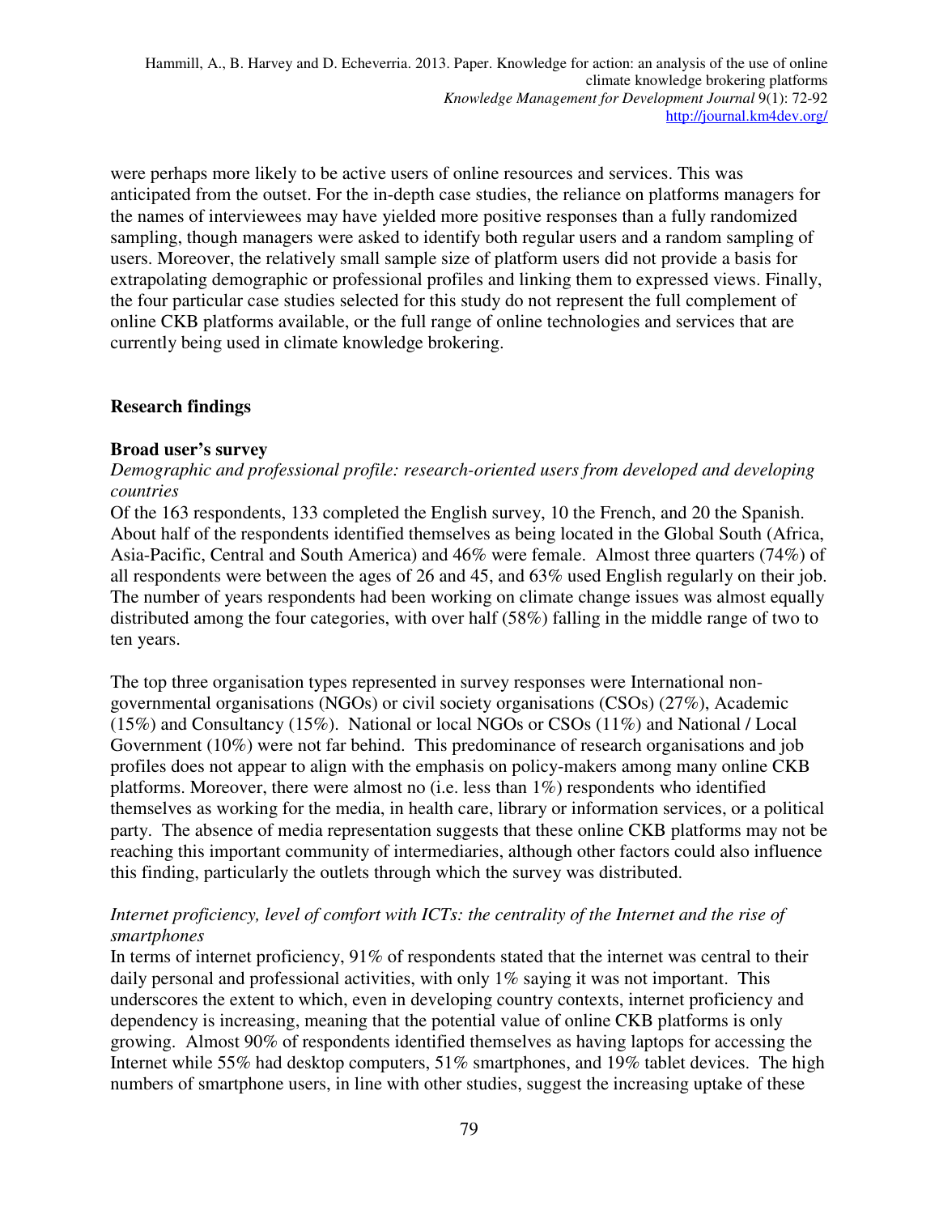were perhaps more likely to be active users of online resources and services. This was anticipated from the outset. For the in-depth case studies, the reliance on platforms managers for the names of interviewees may have yielded more positive responses than a fully randomized sampling, though managers were asked to identify both regular users and a random sampling of users. Moreover, the relatively small sample size of platform users did not provide a basis for extrapolating demographic or professional profiles and linking them to expressed views. Finally, the four particular case studies selected for this study do not represent the full complement of online CKB platforms available, or the full range of online technologies and services that are currently being used in climate knowledge brokering.

## Research findings

### Broad user's survey

*Demographic and professional profile: research-oriented users from developed and developing countries*

Of the 163 respondents, 133 completed the English survey, 10 the French, and 20 the Spanish. About half of the respondents identified themselves as being located in the Global South (Africa, Asia-Pacific, Central and South America) and 46% were female. Almost three quarters (74%) of all respondents were between the ages of 26 and 45, and 63% used English regularly on their job. The number of years respondents had been working on climate change issues was almost equally distributed among the four categories, with over half (58%) falling in the middle range of two to ten years.

The top three organisation types represented in survey responses were International non-governmental organisations (NGOs) or civil society organisations (CSOs) (27%), Academic (15%) and Consultancy (15%). National or local NGOs or CSOs (11%) and National / Local Government (10%) were not far behind. This predominance of research organisations and job profiles does not appear to align with the emphasis on policy-makers among many online CKB platforms. Moreover, there were almost no (i.e. less than 1%) respondents who identified themselves as working for the media, in health care, library or information services, or a political party. The absence of media representation suggests that these online CKB platforms may not be reaching this important community of intermediaries, although other factors could also influence this finding, particularly the outlets through which the survey was distributed.

*Internet proficiency, level of comfort with ICTs: the centrality of the Internet and the rise of smartphones*

In terms of internet proficiency, 91% of respondents stated that the internet was central to their daily personal and professional activities, with only 1% saying it was not important. This underscores the extent to which, even in developing country contexts, internet proficiency and dependency is increasing, meaning that the potential value of online CKB platforms is only growing. Almost 90% of respondents identified themselves as having laptops for accessing the Internet while 55% had desktop computers, 51% smartphones, and 19% tablet devices. The high numbers of smartphone users, in line with other studies, suggest the increasing uptake of these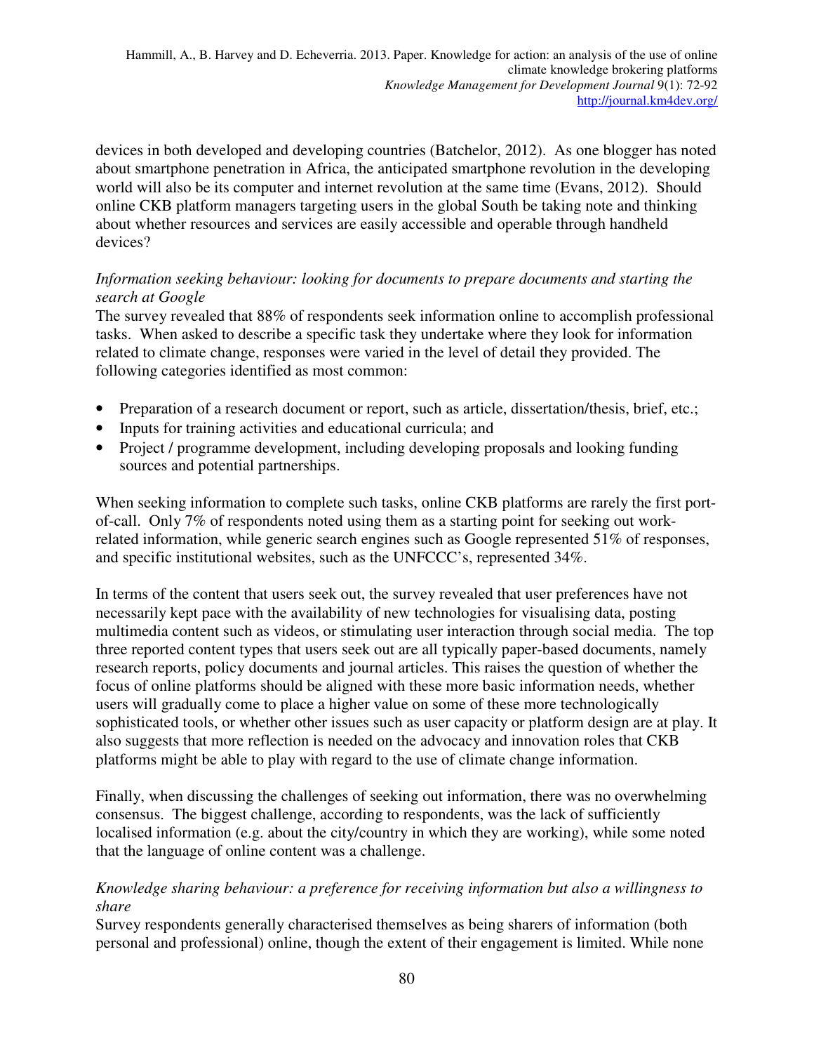devices in both developed and developing countries (Batchelor, 2012). As one blogger has noted about smartphone penetration in Africa, the anticipated smartphone revolution in the developing world will also be its computer and internet revolution at the same time (Evans, 2012). Should online CKB platform managers targeting users in the global South be taking note and thinking about whether resources and services are easily accessible and operable through handheld devices?

*Information seeking behaviour: looking for documents to prepare documents and starting the search at Google*

The survey revealed that 88% of respondents seek information online to accomplish professional tasks. When asked to describe a specific task they undertake where they look for information related to climate change, responses were varied in the level of detail they provided. The following categories identified as most common:

- Preparation of a research document or report, such as article, dissertation/thesis, brief, etc.;
- Inputs for training activities and educational curricula; and
- Project / programme development, including developing proposals and looking funding sources and potential partnerships.

When seeking information to complete such tasks, online CKB platforms are rarely the first port-of-call. Only 7% of respondents noted using them as a starting point for seeking out work-related information, while generic search engines such as Google represented 51% of responses, and specific institutional websites, such as the UNFCCC's, represented 34%.

In terms of the content that users seek out, the survey revealed that user preferences have not necessarily kept pace with the availability of new technologies for visualising data, posting multimedia content such as videos, or stimulating user interaction through social media. The top three reported content types that users seek out are all typically paper-based documents, namely research reports, policy documents and journal articles. This raises the question of whether the focus of online platforms should be aligned with these more basic information needs, whether users will gradually come to place a higher value on some of these more technologically sophisticated tools, or whether other issues such as user capacity or platform design are at play. It also suggests that more reflection is needed on the advocacy and innovation roles that CKB platforms might be able to play with regard to the use of climate change information.

Finally, when discussing the challenges of seeking out information, there was no overwhelming consensus. The biggest challenge, according to respondents, was the lack of sufficiently localised information (e.g. about the city/country in which they are working), while some noted that the language of online content was a challenge.

*Knowledge sharing behaviour: a preference for receiving information but also a willingness to share*

Survey respondents generally characterised themselves as being sharers of information (both personal and professional) online, though the extent of their engagement is limited. While none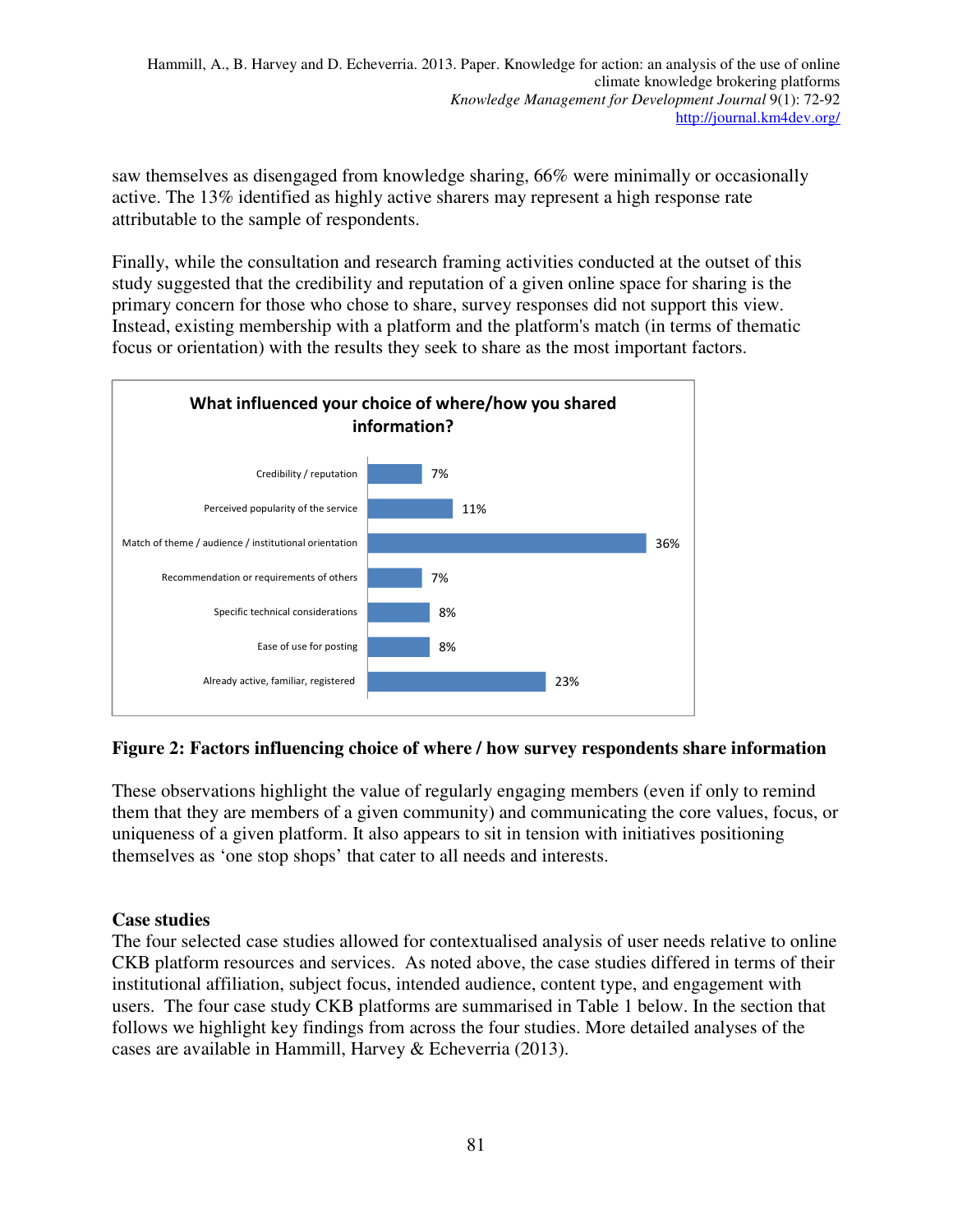saw themselves as disengaged from knowledge sharing, 66% were minimally or occasionally active. The 13% identified as highly active sharers may represent a high response rate attributable to the sample of respondents.

Finally, while the consultation and research framing activities conducted at the outset of this study suggested that the credibility and reputation of a given online space for sharing is the primary concern for those who chose to share, survey responses did not support this view. Instead, existing membership with a platform and the platform's match (in terms of thematic focus or orientation) with the results they seek to share as the most important factors.

**What influenced your choice of where/how you shared information?**

| Factor | Percentage |
|---|---|
| Credibility / reputation | 7% |
| Perceived popularity of the service | 11% |
| Match of theme / audience / institutional orientation | 36% |
| Recommendation or requirements of others | 7% |
| Specific technical considerations | 8% |
| Ease of use for posting | 8% |
| Already active, familiar, registered | 23% |

**Figure 2: Factors influencing choice of where / how survey respondents share information**

These observations highlight the value of regularly engaging members (even if only to remind them that they are members of a given community) and communicating the core values, focus, or uniqueness of a given platform. It also appears to sit in tension with initiatives positioning themselves as 'one stop shops' that cater to all needs and interests.

### Case studies

The four selected case studies allowed for contextualised analysis of user needs relative to online CKB platform resources and services. As noted above, the case studies differed in terms of their institutional affiliation, subject focus, intended audience, content type, and engagement with users. The four case study CKB platforms are summarised in Table 1 below. In the section that follows we highlight key findings from across the four studies. More detailed analyses of the cases are available in Hammill, Harvey & Echeverria (2013).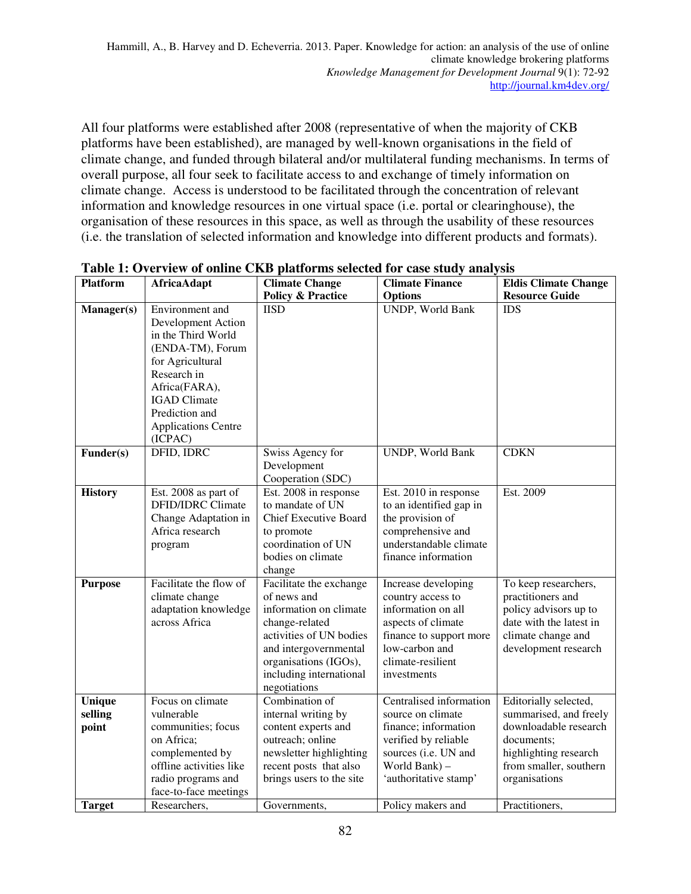All four platforms were established after 2008 (representative of when the majority of CKB platforms have been established), are managed by well-known organisations in the field of climate change, and funded through bilateral and/or multilateral funding mechanisms. In terms of overall purpose, all four seek to facilitate access to and exchange of timely information on climate change. Access is understood to be facilitated through the concentration of relevant information and knowledge resources in one virtual space (i.e. portal or clearinghouse), the organisation of these resources in this space, as well as through the usability of these resources (i.e. the translation of selected information and knowledge into different products and formats).

**Table 1: Overview of online CKB platforms selected for case study analysis**

| Platform | AfricaAdapt | Climate Change Policy & Practice | Climate Finance Options | Eldis Climate Change Resource Guide |
|---|---|---|---|---|
| **Manager(s)** | Environment and Development Action in the Third World (ENDA-TM), Forum for Agricultural Research in Africa(FARA), IGAD Climate Prediction and Applications Centre (ICPAC) | IISD | UNDP, World Bank | IDS |
| **Funder(s)** | DFID, IDRC | Swiss Agency for Development Cooperation (SDC) | UNDP, World Bank | CDKN |
| **History** | Est. 2008 as part of DFID/IDRC Climate Change Adaptation in Africa research program | Est. 2008 in response to mandate of UN Chief Executive Board to promote coordination of UN bodies on climate change | Est. 2010 in response to an identified gap in the provision of comprehensive and understandable climate finance information | Est. 2009 |
| **Purpose** | Facilitate the flow of climate change adaptation knowledge across Africa | Facilitate the exchange of news and information on climate change-related activities of UN bodies and intergovernmental organisations (IGOs), including international negotiations | Increase developing country access to information on all aspects of climate finance to support more low-carbon and climate-resilient investments | To keep researchers, practitioners and policy advisors up to date with the latest in climate change and development research |
| **Unique selling point** | Focus on climate vulnerable communities; focus on Africa; complemented by offline activities like radio programs and face-to-face meetings | Combination of internal writing by content experts and outreach; online newsletter highlighting recent posts that also brings users to the site | Centralised information source on climate finance; information verified by reliable sources (i.e. UN and World Bank) – 'authoritative stamp' | Editorially selected, summarised, and freely downloadable research documents; highlighting research from smaller, southern organisations |
| **Target** | Researchers, | Governments, | Policy makers and | Practitioners, |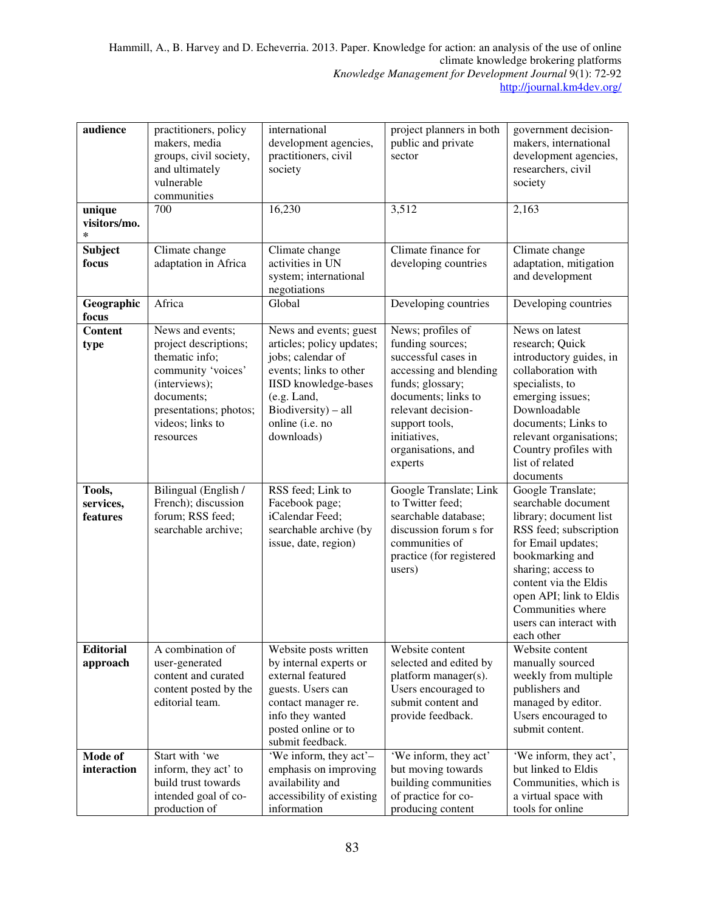| audience | practitioners, policy makers, media groups, civil society, and ultimately vulnerable communities | international development agencies, practitioners, civil society | project planners in both public and private sector | government decision-makers, international development agencies, researchers, civil society |
|---|---|---|---|---|
| unique visitors/mo. * | 700 | 16,230 | 3,512 | 2,163 |
| Subject focus | Climate change adaptation in Africa | Climate change activities in UN system; international negotiations | Climate finance for developing countries | Climate change adaptation, mitigation and development |
| Geographic focus | Africa | Global | Developing countries | Developing countries |
| Content type | News and events; project descriptions; thematic info; community 'voices' (interviews); documents; presentations; photos; videos; links to resources | News and events; guest articles; policy updates; jobs; calendar of events; links to other IISD knowledge-bases (e.g. Land, Biodiversity) – all online (i.e. no downloads) | News; profiles of funding sources; successful cases in accessing and blending funds; glossary; documents; links to relevant decision-support tools, initiatives, organisations, and experts | News on latest research; Quick introductory guides, in collaboration with specialists, to emerging issues; Downloadable documents; Links to relevant organisations; Country profiles with list of related documents |
| Tools, services, features | Bilingual (English / French); discussion forum; RSS feed; searchable archive; | RSS feed; Link to Facebook page; iCalendar Feed; searchable archive (by issue, date, region) | Google Translate; Link to Twitter feed; searchable database; discussion forum s for communities of practice (for registered users) | Google Translate; searchable document library; document list RSS feed; subscription for Email updates; bookmarking and sharing; access to content via the Eldis open API; link to Eldis Communities where users can interact with each other |
| Editorial approach | A combination of user-generated content and curated content posted by the editorial team. | Website posts written by internal experts or external featured guests. Users can contact manager re. info they wanted posted online or to submit feedback. | Website content selected and edited by platform manager(s). Users encouraged to submit content and provide feedback. | Website content manually sourced weekly from multiple publishers and managed by editor. Users encouraged to submit content. |
| Mode of interaction | Start with 'we inform, they act' to build trust towards intended goal of co-production of | 'We inform, they act'– emphasis on improving availability and accessibility of existing information | 'We inform, they act' but moving towards building communities of practice for co-producing content | 'We inform, they act', but linked to Eldis Communities, which is a virtual space with tools for online |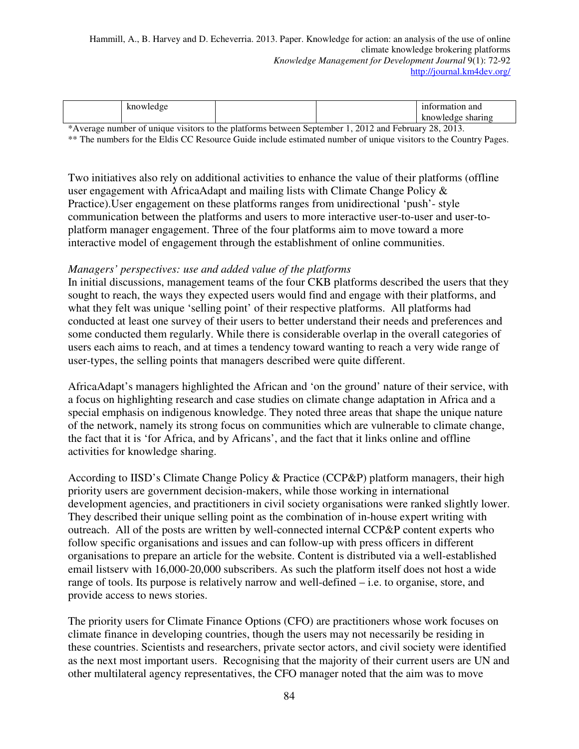|  | knowledge |  |  | information and knowledge sharing |
| --- | --- | --- | --- | --- |

*Average number of unique visitors to the platforms between September 1, 2012 and February 28, 2013.

** The numbers for the Eldis CC Resource Guide include estimated number of unique visitors to the Country Pages.

Two initiatives also rely on additional activities to enhance the value of their platforms (offline user engagement with AfricaAdapt and mailing lists with Climate Change Policy & Practice).User engagement on these platforms ranges from unidirectional 'push'- style communication between the platforms and users to more interactive user-to-user and user-to-platform manager engagement. Three of the four platforms aim to move toward a more interactive model of engagement through the establishment of online communities.

*Managers' perspectives: use and added value of the platforms*

In initial discussions, management teams of the four CKB platforms described the users that they sought to reach, the ways they expected users would find and engage with their platforms, and what they felt was unique 'selling point' of their respective platforms. All platforms had conducted at least one survey of their users to better understand their needs and preferences and some conducted them regularly. While there is considerable overlap in the overall categories of users each aims to reach, and at times a tendency toward wanting to reach a very wide range of user-types, the selling points that managers described were quite different.

AfricaAdapt's managers highlighted the African and 'on the ground' nature of their service, with a focus on highlighting research and case studies on climate change adaptation in Africa and a special emphasis on indigenous knowledge. They noted three areas that shape the unique nature of the network, namely its strong focus on communities which are vulnerable to climate change, the fact that it is 'for Africa, and by Africans', and the fact that it links online and offline activities for knowledge sharing.

According to IISD's Climate Change Policy & Practice (CCP&P) platform managers, their high priority users are government decision-makers, while those working in international development agencies, and practitioners in civil society organisations were ranked slightly lower. They described their unique selling point as the combination of in-house expert writing with outreach. All of the posts are written by well-connected internal CCP&P content experts who follow specific organisations and issues and can follow-up with press officers in different organisations to prepare an article for the website. Content is distributed via a well-established email listserv with 16,000-20,000 subscribers. As such the platform itself does not host a wide range of tools. Its purpose is relatively narrow and well-defined – i.e. to organise, store, and provide access to news stories.

The priority users for Climate Finance Options (CFO) are practitioners whose work focuses on climate finance in developing countries, though the users may not necessarily be residing in these countries. Scientists and researchers, private sector actors, and civil society were identified as the next most important users. Recognising that the majority of their current users are UN and other multilateral agency representatives, the CFO manager noted that the aim was to move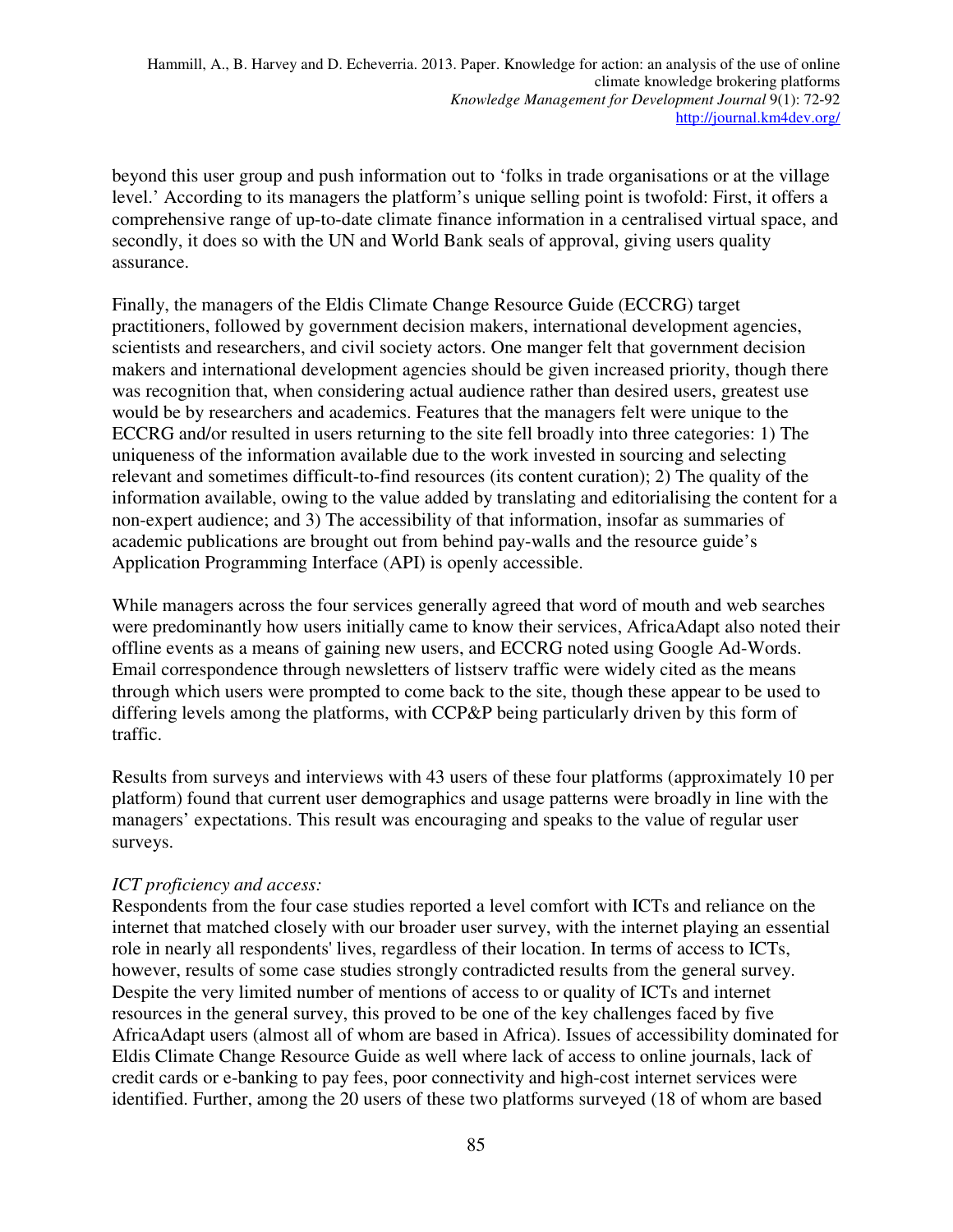beyond this user group and push information out to 'folks in trade organisations or at the village level.' According to its managers the platform's unique selling point is twofold: First, it offers a comprehensive range of up-to-date climate finance information in a centralised virtual space, and secondly, it does so with the UN and World Bank seals of approval, giving users quality assurance.

Finally, the managers of the Eldis Climate Change Resource Guide (ECCRG) target practitioners, followed by government decision makers, international development agencies, scientists and researchers, and civil society actors. One manger felt that government decision makers and international development agencies should be given increased priority, though there was recognition that, when considering actual audience rather than desired users, greatest use would be by researchers and academics. Features that the managers felt were unique to the ECCRG and/or resulted in users returning to the site fell broadly into three categories: 1) The uniqueness of the information available due to the work invested in sourcing and selecting relevant and sometimes difficult-to-find resources (its content curation); 2) The quality of the information available, owing to the value added by translating and editorialising the content for a non-expert audience; and 3) The accessibility of that information, insofar as summaries of academic publications are brought out from behind pay-walls and the resource guide's Application Programming Interface (API) is openly accessible.

While managers across the four services generally agreed that word of mouth and web searches were predominantly how users initially came to know their services, AfricaAdapt also noted their offline events as a means of gaining new users, and ECCRG noted using Google Ad-Words. Email correspondence through newsletters of listserv traffic were widely cited as the means through which users were prompted to come back to the site, though these appear to be used to differing levels among the platforms, with CCP&P being particularly driven by this form of traffic.

Results from surveys and interviews with 43 users of these four platforms (approximately 10 per platform) found that current user demographics and usage patterns were broadly in line with the managers' expectations. This result was encouraging and speaks to the value of regular user surveys.

*ICT proficiency and access:*

Respondents from the four case studies reported a level comfort with ICTs and reliance on the internet that matched closely with our broader user survey, with the internet playing an essential role in nearly all respondents' lives, regardless of their location. In terms of access to ICTs, however, results of some case studies strongly contradicted results from the general survey. Despite the very limited number of mentions of access to or quality of ICTs and internet resources in the general survey, this proved to be one of the key challenges faced by five AfricaAdapt users (almost all of whom are based in Africa). Issues of accessibility dominated for Eldis Climate Change Resource Guide as well where lack of access to online journals, lack of credit cards or e-banking to pay fees, poor connectivity and high-cost internet services were identified. Further, among the 20 users of these two platforms surveyed (18 of whom are based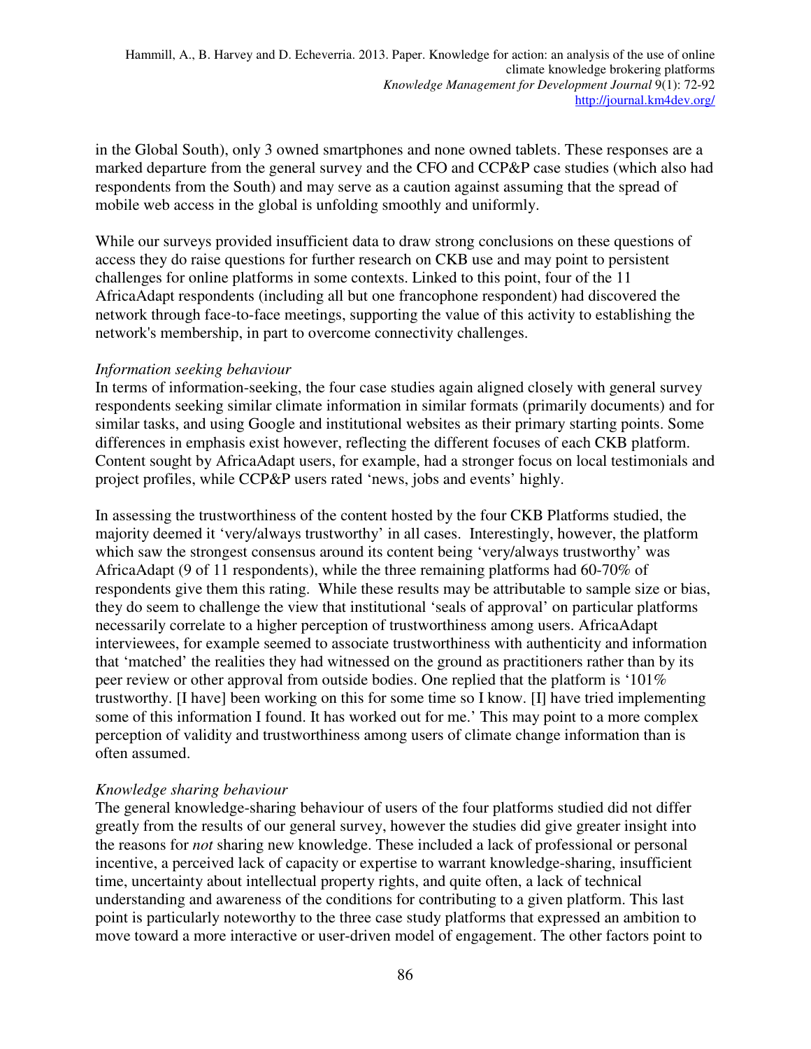in the Global South), only 3 owned smartphones and none owned tablets. These responses are a marked departure from the general survey and the CFO and CCP&P case studies (which also had respondents from the South) and may serve as a caution against assuming that the spread of mobile web access in the global is unfolding smoothly and uniformly.

While our surveys provided insufficient data to draw strong conclusions on these questions of access they do raise questions for further research on CKB use and may point to persistent challenges for online platforms in some contexts. Linked to this point, four of the 11 AfricaAdapt respondents (including all but one francophone respondent) had discovered the network through face-to-face meetings, supporting the value of this activity to establishing the network's membership, in part to overcome connectivity challenges.

*Information seeking behaviour*

In terms of information-seeking, the four case studies again aligned closely with general survey respondents seeking similar climate information in similar formats (primarily documents) and for similar tasks, and using Google and institutional websites as their primary starting points. Some differences in emphasis exist however, reflecting the different focuses of each CKB platform. Content sought by AfricaAdapt users, for example, had a stronger focus on local testimonials and project profiles, while CCP&P users rated 'news, jobs and events' highly.

In assessing the trustworthiness of the content hosted by the four CKB Platforms studied, the majority deemed it 'very/always trustworthy' in all cases. Interestingly, however, the platform which saw the strongest consensus around its content being 'very/always trustworthy' was AfricaAdapt (9 of 11 respondents), while the three remaining platforms had 60-70% of respondents give them this rating. While these results may be attributable to sample size or bias, they do seem to challenge the view that institutional 'seals of approval' on particular platforms necessarily correlate to a higher perception of trustworthiness among users. AfricaAdapt interviewees, for example seemed to associate trustworthiness with authenticity and information that 'matched' the realities they had witnessed on the ground as practitioners rather than by its peer review or other approval from outside bodies. One replied that the platform is '101% trustworthy. [I have] been working on this for some time so I know. [I] have tried implementing some of this information I found. It has worked out for me.' This may point to a more complex perception of validity and trustworthiness among users of climate change information than is often assumed.

*Knowledge sharing behaviour*

The general knowledge-sharing behaviour of users of the four platforms studied did not differ greatly from the results of our general survey, however the studies did give greater insight into the reasons for *not* sharing new knowledge. These included a lack of professional or personal incentive, a perceived lack of capacity or expertise to warrant knowledge-sharing, insufficient time, uncertainty about intellectual property rights, and quite often, a lack of technical understanding and awareness of the conditions for contributing to a given platform. This last point is particularly noteworthy to the three case study platforms that expressed an ambition to move toward a more interactive or user-driven model of engagement. The other factors point to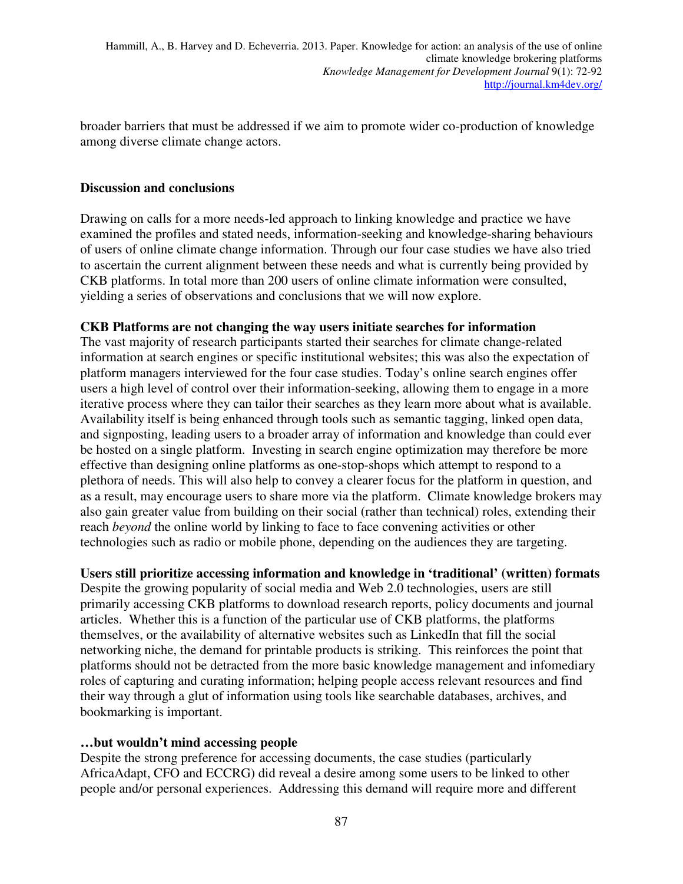broader barriers that must be addressed if we aim to promote wider co-production of knowledge among diverse climate change actors.

## Discussion and conclusions

Drawing on calls for a more needs-led approach to linking knowledge and practice we have examined the profiles and stated needs, information-seeking and knowledge-sharing behaviours of users of online climate change information. Through our four case studies we have also tried to ascertain the current alignment between these needs and what is currently being provided by CKB platforms. In total more than 200 users of online climate information were consulted, yielding a series of observations and conclusions that we will now explore.

### CKB Platforms are not changing the way users initiate searches for information

The vast majority of research participants started their searches for climate change-related information at search engines or specific institutional websites; this was also the expectation of platform managers interviewed for the four case studies. Today's online search engines offer users a high level of control over their information-seeking, allowing them to engage in a more iterative process where they can tailor their searches as they learn more about what is available. Availability itself is being enhanced through tools such as semantic tagging, linked open data, and signposting, leading users to a broader array of information and knowledge than could ever be hosted on a single platform. Investing in search engine optimization may therefore be more effective than designing online platforms as one-stop-shops which attempt to respond to a plethora of needs. This will also help to convey a clearer focus for the platform in question, and as a result, may encourage users to share more via the platform. Climate knowledge brokers may also gain greater value from building on their social (rather than technical) roles, extending their reach *beyond* the online world by linking to face to face convening activities or other technologies such as radio or mobile phone, depending on the audiences they are targeting.

### Users still prioritize accessing information and knowledge in 'traditional' (written) formats

Despite the growing popularity of social media and Web 2.0 technologies, users are still primarily accessing CKB platforms to download research reports, policy documents and journal articles. Whether this is a function of the particular use of CKB platforms, the platforms themselves, or the availability of alternative websites such as LinkedIn that fill the social networking niche, the demand for printable products is striking. This reinforces the point that platforms should not be detracted from the more basic knowledge management and infomediary roles of capturing and curating information; helping people access relevant resources and find their way through a glut of information using tools like searchable databases, archives, and bookmarking is important.

### …but wouldn't mind accessing people

Despite the strong preference for accessing documents, the case studies (particularly AfricaAdapt, CFO and ECCRG) did reveal a desire among some users to be linked to other people and/or personal experiences. Addressing this demand will require more and different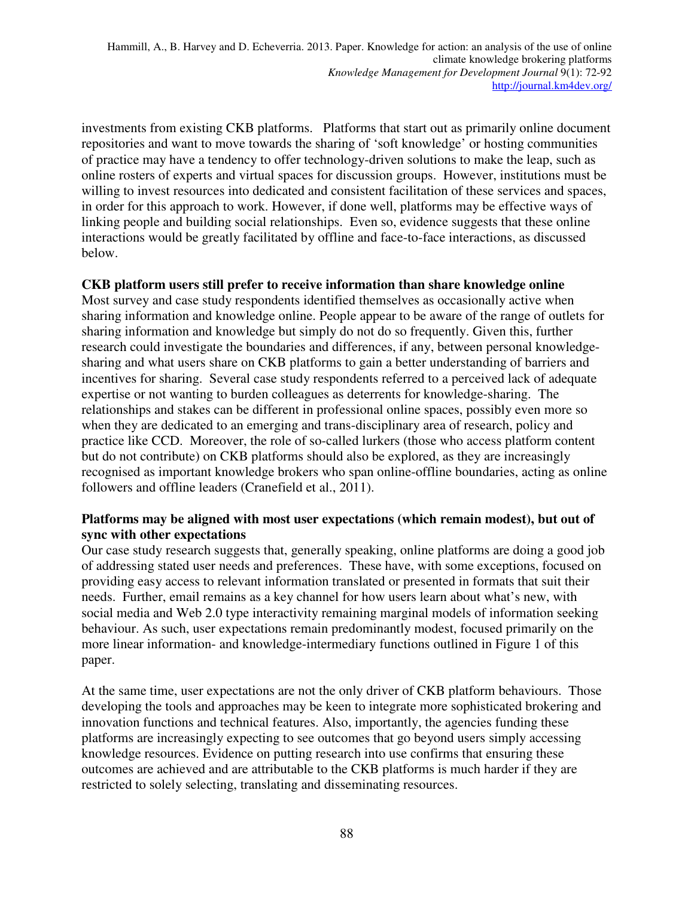investments from existing CKB platforms. Platforms that start out as primarily online document repositories and want to move towards the sharing of 'soft knowledge' or hosting communities of practice may have a tendency to offer technology-driven solutions to make the leap, such as online rosters of experts and virtual spaces for discussion groups. However, institutions must be willing to invest resources into dedicated and consistent facilitation of these services and spaces, in order for this approach to work. However, if done well, platforms may be effective ways of linking people and building social relationships. Even so, evidence suggests that these online interactions would be greatly facilitated by offline and face-to-face interactions, as discussed below.

**CKB platform users still prefer to receive information than share knowledge online**

Most survey and case study respondents identified themselves as occasionally active when sharing information and knowledge online. People appear to be aware of the range of outlets for sharing information and knowledge but simply do not do so frequently. Given this, further research could investigate the boundaries and differences, if any, between personal knowledge-sharing and what users share on CKB platforms to gain a better understanding of barriers and incentives for sharing. Several case study respondents referred to a perceived lack of adequate expertise or not wanting to burden colleagues as deterrents for knowledge-sharing. The relationships and stakes can be different in professional online spaces, possibly even more so when they are dedicated to an emerging and trans-disciplinary area of research, policy and practice like CCD. Moreover, the role of so-called lurkers (those who access platform content but do not contribute) on CKB platforms should also be explored, as they are increasingly recognised as important knowledge brokers who span online-offline boundaries, acting as online followers and offline leaders (Cranefield et al., 2011).

**Platforms may be aligned with most user expectations (which remain modest), but out of sync with other expectations**

Our case study research suggests that, generally speaking, online platforms are doing a good job of addressing stated user needs and preferences. These have, with some exceptions, focused on providing easy access to relevant information translated or presented in formats that suit their needs. Further, email remains as a key channel for how users learn about what's new, with social media and Web 2.0 type interactivity remaining marginal models of information seeking behaviour. As such, user expectations remain predominantly modest, focused primarily on the more linear information- and knowledge-intermediary functions outlined in Figure 1 of this paper.

At the same time, user expectations are not the only driver of CKB platform behaviours. Those developing the tools and approaches may be keen to integrate more sophisticated brokering and innovation functions and technical features. Also, importantly, the agencies funding these platforms are increasingly expecting to see outcomes that go beyond users simply accessing knowledge resources. Evidence on putting research into use confirms that ensuring these outcomes are achieved and are attributable to the CKB platforms is much harder if they are restricted to solely selecting, translating and disseminating resources.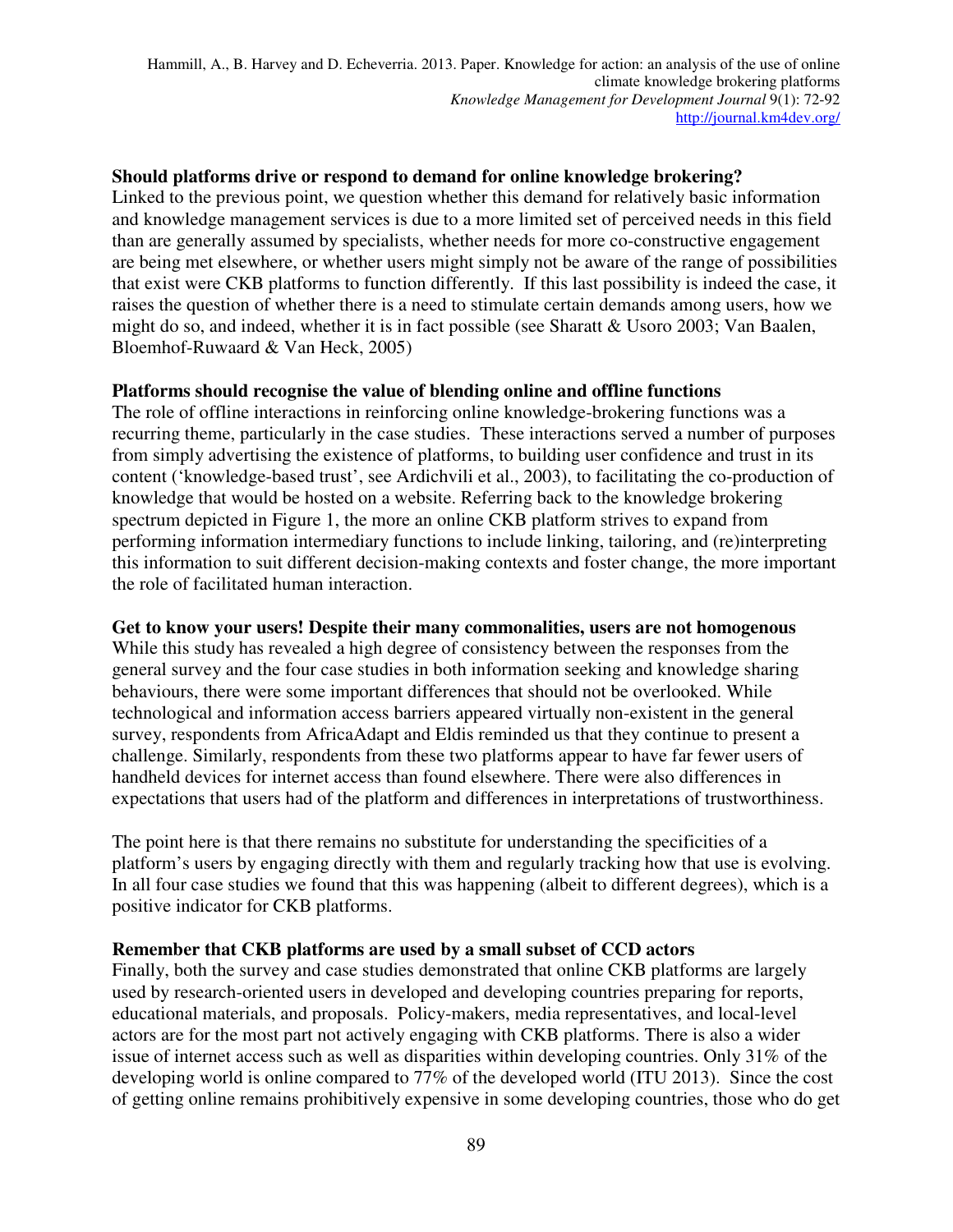**Should platforms drive or respond to demand for online knowledge brokering?**

Linked to the previous point, we question whether this demand for relatively basic information and knowledge management services is due to a more limited set of perceived needs in this field than are generally assumed by specialists, whether needs for more co-constructive engagement are being met elsewhere, or whether users might simply not be aware of the range of possibilities that exist were CKB platforms to function differently. If this last possibility is indeed the case, it raises the question of whether there is a need to stimulate certain demands among users, how we might do so, and indeed, whether it is in fact possible (see Sharatt & Usoro 2003; Van Baalen, Bloemhof-Ruwaard & Van Heck, 2005)

**Platforms should recognise the value of blending online and offline functions**

The role of offline interactions in reinforcing online knowledge-brokering functions was a recurring theme, particularly in the case studies. These interactions served a number of purposes from simply advertising the existence of platforms, to building user confidence and trust in its content ('knowledge-based trust', see Ardichvili et al., 2003), to facilitating the co-production of knowledge that would be hosted on a website. Referring back to the knowledge brokering spectrum depicted in Figure 1, the more an online CKB platform strives to expand from performing information intermediary functions to include linking, tailoring, and (re)interpreting this information to suit different decision-making contexts and foster change, the more important the role of facilitated human interaction.

**Get to know your users! Despite their many commonalities, users are not homogenous**

While this study has revealed a high degree of consistency between the responses from the general survey and the four case studies in both information seeking and knowledge sharing behaviours, there were some important differences that should not be overlooked. While technological and information access barriers appeared virtually non-existent in the general survey, respondents from AfricaAdapt and Eldis reminded us that they continue to present a challenge. Similarly, respondents from these two platforms appear to have far fewer users of handheld devices for internet access than found elsewhere. There were also differences in expectations that users had of the platform and differences in interpretations of trustworthiness.

The point here is that there remains no substitute for understanding the specificities of a platform's users by engaging directly with them and regularly tracking how that use is evolving. In all four case studies we found that this was happening (albeit to different degrees), which is a positive indicator for CKB platforms.

**Remember that CKB platforms are used by a small subset of CCD actors**

Finally, both the survey and case studies demonstrated that online CKB platforms are largely used by research-oriented users in developed and developing countries preparing for reports, educational materials, and proposals. Policy-makers, media representatives, and local-level actors are for the most part not actively engaging with CKB platforms. There is also a wider issue of internet access such as well as disparities within developing countries. Only 31% of the developing world is online compared to 77% of the developed world (ITU 2013). Since the cost of getting online remains prohibitively expensive in some developing countries, those who do get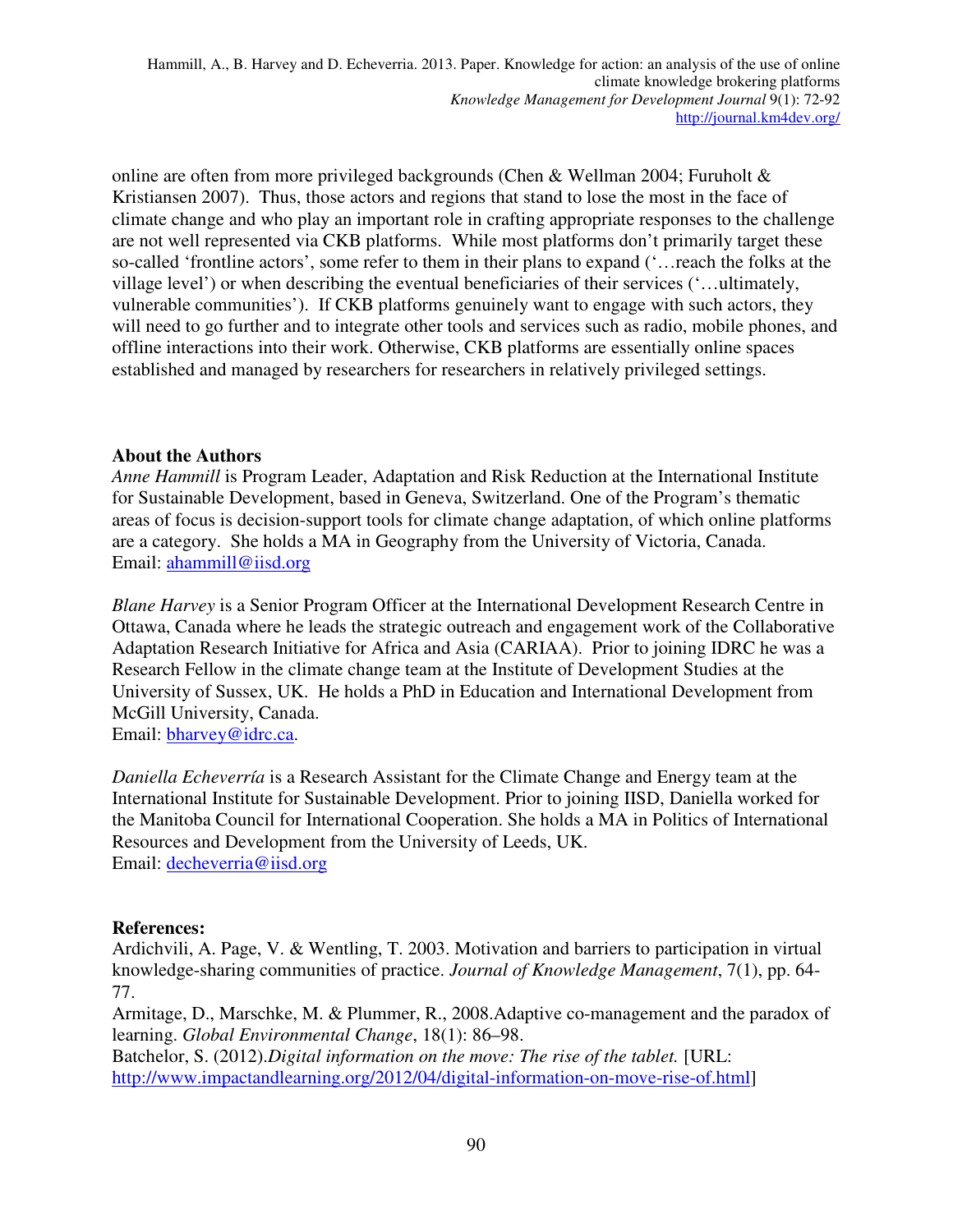online are often from more privileged backgrounds (Chen & Wellman 2004; Furuholt & Kristiansen 2007). Thus, those actors and regions that stand to lose the most in the face of climate change and who play an important role in crafting appropriate responses to the challenge are not well represented via CKB platforms. While most platforms don't primarily target these so-called 'frontline actors', some refer to them in their plans to expand ('…reach the folks at the village level') or when describing the eventual beneficiaries of their services ('…ultimately, vulnerable communities'). If CKB platforms genuinely want to engage with such actors, they will need to go further and to integrate other tools and services such as radio, mobile phones, and offline interactions into their work. Otherwise, CKB platforms are essentially online spaces established and managed by researchers for researchers in relatively privileged settings.

**About the Authors**

*Anne Hammill* is Program Leader, Adaptation and Risk Reduction at the International Institute for Sustainable Development, based in Geneva, Switzerland. One of the Program's thematic areas of focus is decision-support tools for climate change adaptation, of which online platforms are a category. She holds a MA in Geography from the University of Victoria, Canada.
Email: ahammill@iisd.org

*Blane Harvey* is a Senior Program Officer at the International Development Research Centre in Ottawa, Canada where he leads the strategic outreach and engagement work of the Collaborative Adaptation Research Initiative for Africa and Asia (CARIAA). Prior to joining IDRC he was a Research Fellow in the climate change team at the Institute of Development Studies at the University of Sussex, UK. He holds a PhD in Education and International Development from McGill University, Canada.
Email: bharvey@idrc.ca.

*Daniella Echeverría* is a Research Assistant for the Climate Change and Energy team at the International Institute for Sustainable Development. Prior to joining IISD, Daniella worked for the Manitoba Council for International Cooperation. She holds a MA in Politics of International Resources and Development from the University of Leeds, UK.
Email: decheverria@iisd.org

**References:**

Ardichvili, A. Page, V. & Wentling, T. 2003. Motivation and barriers to participation in virtual knowledge-sharing communities of practice. *Journal of Knowledge Management*, 7(1), pp. 64-77.

Armitage, D., Marschke, M. & Plummer, R., 2008.Adaptive co-management and the paradox of learning. *Global Environmental Change*, 18(1): 86–98.

Batchelor, S. (2012).*Digital information on the move: The rise of the tablet.* [URL: http://www.impactandlearning.org/2012/04/digital-information-on-move-rise-of.html]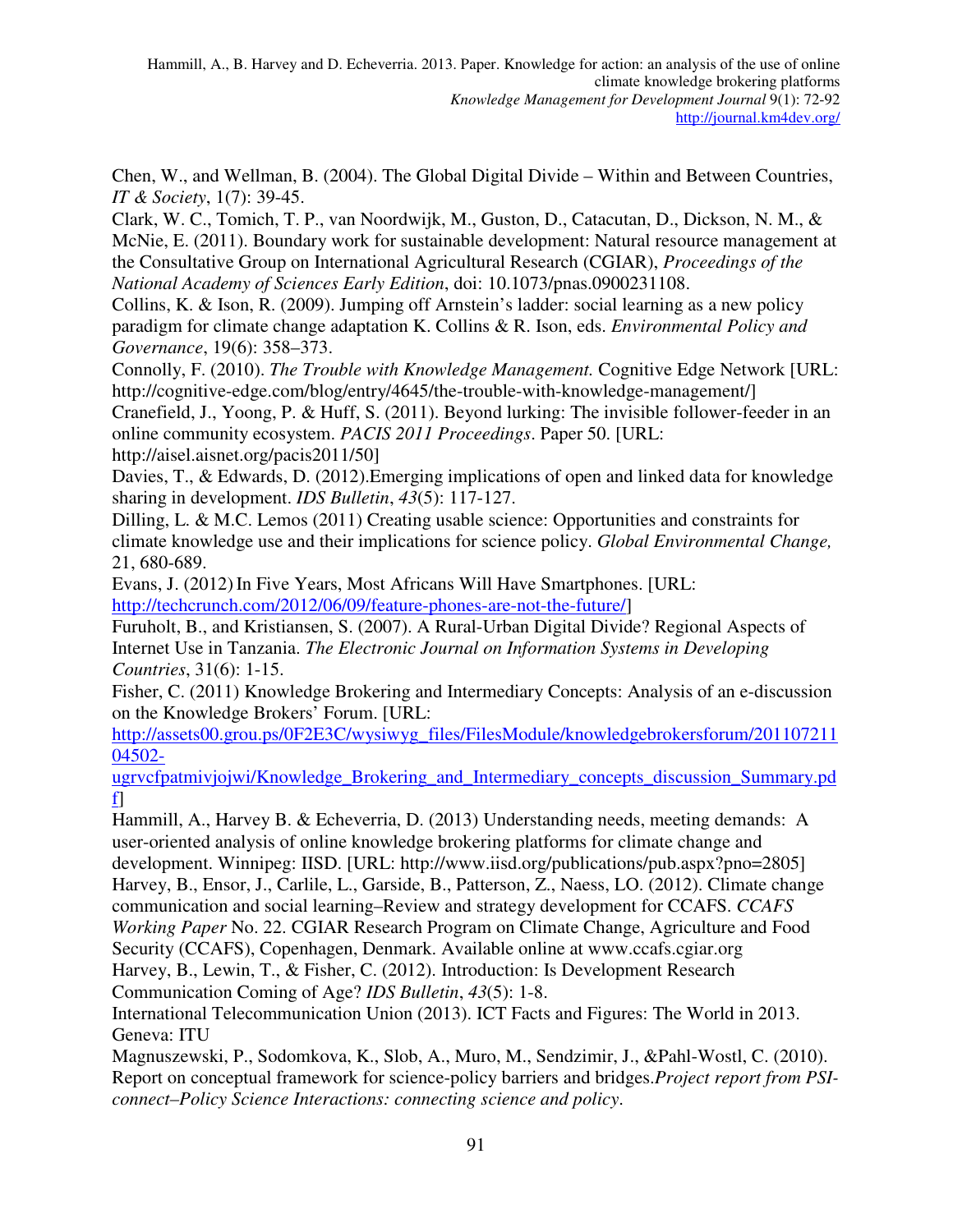Chen, W., and Wellman, B. (2004). The Global Digital Divide – Within and Between Countries, *IT & Society*, 1(7): 39-45.

Clark, W. C., Tomich, T. P., van Noordwijk, M., Guston, D., Catacutan, D., Dickson, N. M., & McNie, E. (2011). Boundary work for sustainable development: Natural resource management at the Consultative Group on International Agricultural Research (CGIAR), *Proceedings of the National Academy of Sciences Early Edition*, doi: 10.1073/pnas.0900231108.

Collins, K. & Ison, R. (2009). Jumping off Arnstein's ladder: social learning as a new policy paradigm for climate change adaptation K. Collins & R. Ison, eds. *Environmental Policy and Governance*, 19(6): 358–373.

Connolly, F. (2010). *The Trouble with Knowledge Management.* Cognitive Edge Network [URL: http://cognitive-edge.com/blog/entry/4645/the-trouble-with-knowledge-management/]

Cranefield, J., Yoong, P. & Huff, S. (2011). Beyond lurking: The invisible follower-feeder in an online community ecosystem. *PACIS 2011 Proceedings*. Paper 50. [URL: http://aisel.aisnet.org/pacis2011/50]

Davies, T., & Edwards, D. (2012).Emerging implications of open and linked data for knowledge sharing in development. *IDS Bulletin*, *43*(5): 117-127.

Dilling, L. & M.C. Lemos (2011) Creating usable science: Opportunities and constraints for climate knowledge use and their implications for science policy. *Global Environmental Change,* 21, 680-689.

Evans, J. (2012) In Five Years, Most Africans Will Have Smartphones. [URL: http://techcrunch.com/2012/06/09/feature-phones-are-not-the-future/]

Furuholt, B., and Kristiansen, S. (2007). A Rural-Urban Digital Divide? Regional Aspects of Internet Use in Tanzania. *The Electronic Journal on Information Systems in Developing Countries*, 31(6): 1-15.

Fisher, C. (2011) Knowledge Brokering and Intermediary Concepts: Analysis of an e-discussion on the Knowledge Brokers' Forum. [URL: http://assets00.grou.ps/0F2E3C/wysiwyg_files/FilesModule/knowledgebrokersforum/20110721104502-ugrvcfpatmivjojwi/Knowledge_Brokering_and_Intermediary_concepts_discussion_Summary.pdf]

Hammill, A., Harvey B. & Echeverria, D. (2013) Understanding needs, meeting demands: A user-oriented analysis of online knowledge brokering platforms for climate change and development. Winnipeg: IISD. [URL: http://www.iisd.org/publications/pub.aspx?pno=2805]

Harvey, B., Ensor, J., Carlile, L., Garside, B., Patterson, Z., Naess, LO. (2012). Climate change communication and social learning–Review and strategy development for CCAFS. *CCAFS Working Paper* No. 22. CGIAR Research Program on Climate Change, Agriculture and Food Security (CCAFS), Copenhagen, Denmark. Available online at www.ccafs.cgiar.org

Harvey, B., Lewin, T., & Fisher, C. (2012). Introduction: Is Development Research Communication Coming of Age? *IDS Bulletin*, *43*(5): 1-8.

International Telecommunication Union (2013). ICT Facts and Figures: The World in 2013. Geneva: ITU

Magnuszewski, P., Sodomkova, K., Slob, A., Muro, M., Sendzimir, J., &Pahl-Wostl, C. (2010). Report on conceptual framework for science-policy barriers and bridges.*Project report from PSI-connect–Policy Science Interactions: connecting science and policy*.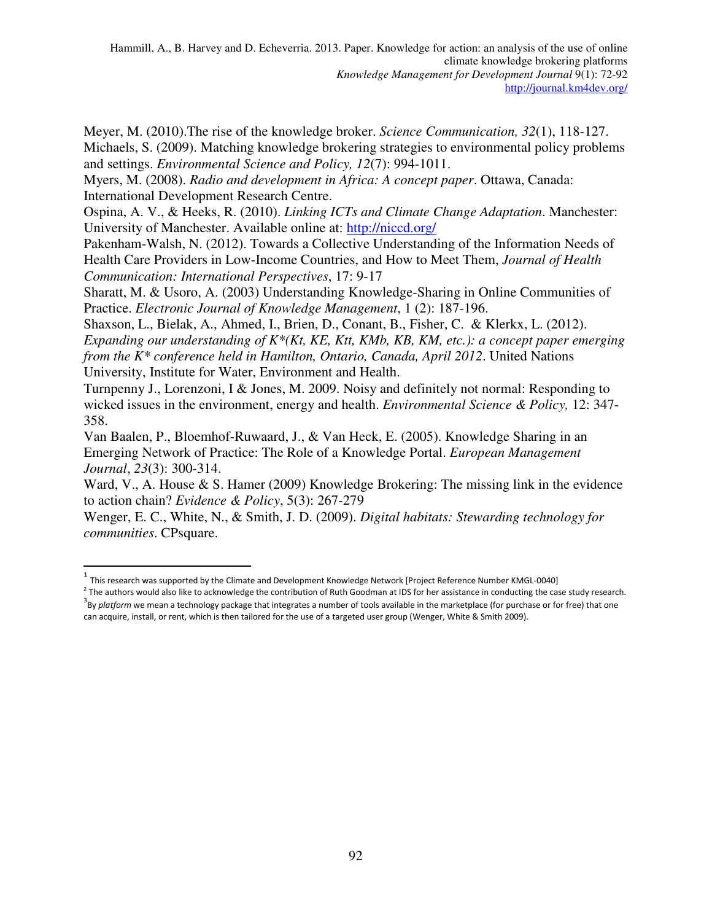Meyer, M. (2010).The rise of the knowledge broker. *Science Communication, 32*(1), 118-127.

Michaels, S. (2009). Matching knowledge brokering strategies to environmental policy problems and settings. *Environmental Science and Policy, 12*(7): 994-1011.

Myers, M. (2008). *Radio and development in Africa: A concept paper*. Ottawa, Canada: International Development Research Centre.

Ospina, A. V., & Heeks, R. (2010). *Linking ICTs and Climate Change Adaptation*. Manchester: University of Manchester. Available online at: http://niccd.org/

Pakenham-Walsh, N. (2012). Towards a Collective Understanding of the Information Needs of Health Care Providers in Low-Income Countries, and How to Meet Them, *Journal of Health Communication: International Perspectives*, 17: 9-17

Sharatt, M. & Usoro, A. (2003) Understanding Knowledge-Sharing in Online Communities of Practice. *Electronic Journal of Knowledge Management*, 1 (2): 187-196.

Shaxson, L., Bielak, A., Ahmed, I., Brien, D., Conant, B., Fisher, C. & Klerkx, L. (2012). *Expanding our understanding of K*(Kt, KE, Ktt, KMb, KB, KM, etc.): a concept paper emerging from the K* conference held in Hamilton, Ontario, Canada, April 2012*. United Nations University, Institute for Water, Environment and Health.

Turnpenny J., Lorenzoni, I & Jones, M. 2009. Noisy and definitely not normal: Responding to wicked issues in the environment, energy and health. *Environmental Science & Policy,* 12: 347-358.

Van Baalen, P., Bloemhof-Ruwaard, J., & Van Heck, E. (2005). Knowledge Sharing in an Emerging Network of Practice: The Role of a Knowledge Portal. *European Management Journal*, *23*(3): 300-314.

Ward, V., A. House & S. Hamer (2009) Knowledge Brokering: The missing link in the evidence to action chain? *Evidence & Policy*, 5(3): 267-279

Wenger, E. C., White, N., & Smith, J. D. (2009). *Digital habitats: Stewarding technology for communities*. CPsquare.

---

[1] This research was supported by the Climate and Development Knowledge Network [Project Reference Number KMGL-0040]

[2] The authors would also like to acknowledge the contribution of Ruth Goodman at IDS for her assistance in conducting the case study research.

[3] By *platform* we mean a technology package that integrates a number of tools available in the marketplace (for purchase or for free) that one can acquire, install, or rent, which is then tailored for the use of a targeted user group (Wenger, White & Smith 2009).